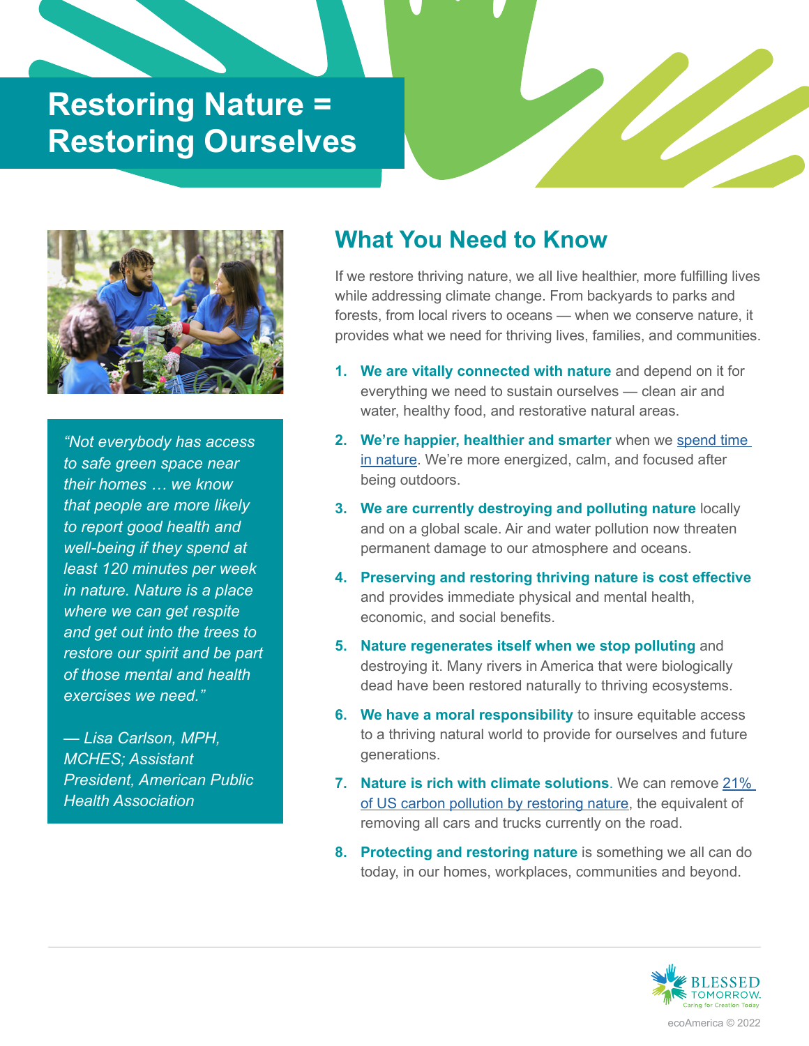# Restoring Nature = Restoring Ourselves

*"Not everybody has access to safe green space near their homes … we know that people are more likely to report good health and well-being if they spend at least 120 minutes per week in nature. Nature is a place where we can get respite and get out into the trees to restore our spirit and be part of those mental and health exercises we need."*

*— Lisa Carlson, MPH, MCHES; Assistant President, American Public Health Association*

## What You Need to Know

If we restore thriving nature, we all live healthier, more fulfilling lives while addressing climate change. From backyards to parks and forests, from local rivers to oceans — when we conserve nature, it provides what we need for thriving lives, families, and communities.

1. **We are vitally connected with nature** and depend on it for everything we need to sustain ourselves — clean air and water, healthy food, and restorative natural areas.
2. **We're happier, healthier and smarter** when we spend time in nature. We're more energized, calm, and focused after being outdoors.
3. **We are currently destroying and polluting nature** locally and on a global scale. Air and water pollution now threaten permanent damage to our atmosphere and oceans.
4. **Preserving and restoring thriving nature is cost effective** and provides immediate physical and mental health, economic, and social benefits.
5. **Nature regenerates itself when we stop polluting** and destroying it. Many rivers in America that were biologically dead have been restored naturally to thriving ecosystems.
6. **We have a moral responsibility** to insure equitable access to a thriving natural world to provide for ourselves and future generations.
7. **Nature is rich with climate solutions**. We can remove 21% of US carbon pollution by restoring nature, the equivalent of removing all cars and trucks currently on the road.
8. **Protecting and restoring nature** is something we all can do today, in our homes, workplaces, communities and beyond.

BLESSED TOMORROW. Caring for Creation Today

ecoAmerica © 2022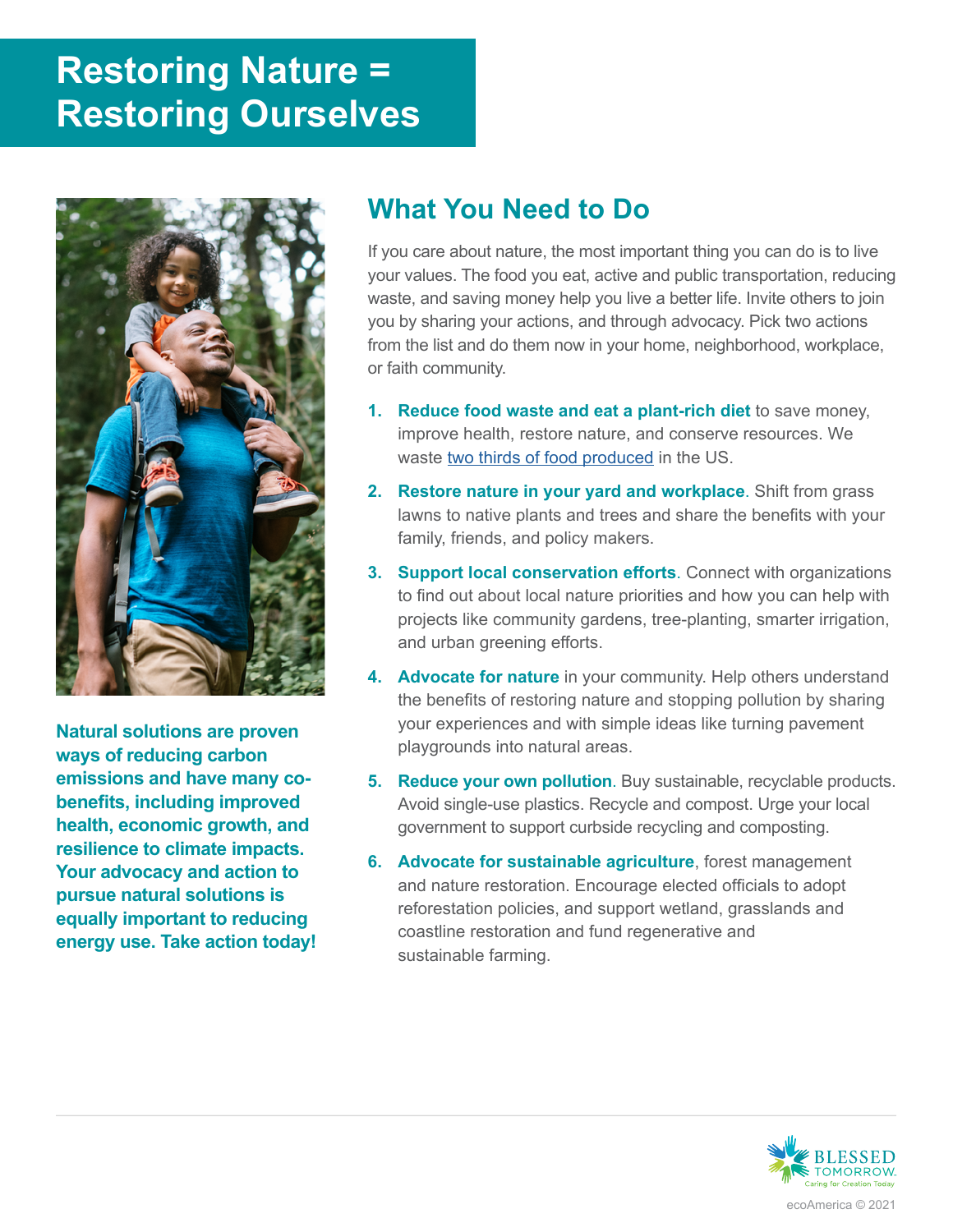# Restoring Nature = Restoring Ourselves

**Natural solutions are proven ways of reducing carbon emissions and have many co-benefits, including improved health, economic growth, and resilience to climate impacts. Your advocacy and action to pursue natural solutions is equally important to reducing energy use. Take action today!**

## What You Need to Do

If you care about nature, the most important thing you can do is to live your values. The food you eat, active and public transportation, reducing waste, and saving money help you live a better life. Invite others to join you by sharing your actions, and through advocacy. Pick two actions from the list and do them now in your home, neighborhood, workplace, or faith community.

1. **Reduce food waste and eat a plant-rich diet** to save money, improve health, restore nature, and conserve resources. We waste two thirds of food produced in the US.
2. **Restore nature in your yard and workplace**. Shift from grass lawns to native plants and trees and share the benefits with your family, friends, and policy makers.
3. **Support local conservation efforts**. Connect with organizations to find out about local nature priorities and how you can help with projects like community gardens, tree-planting, smarter irrigation, and urban greening efforts.
4. **Advocate for nature** in your community. Help others understand the benefits of restoring nature and stopping pollution by sharing your experiences and with simple ideas like turning pavement playgrounds into natural areas.
5. **Reduce your own pollution**. Buy sustainable, recyclable products. Avoid single-use plastics. Recycle and compost. Urge your local government to support curbside recycling and composting.
6. **Advocate for sustainable agriculture**, forest management and nature restoration. Encourage elected officials to adopt reforestation policies, and support wetland, grasslands and coastline restoration and fund regenerative and sustainable farming.

BLESSED TOMORROW. Caring for Creation Today

ecoAmerica © 2021